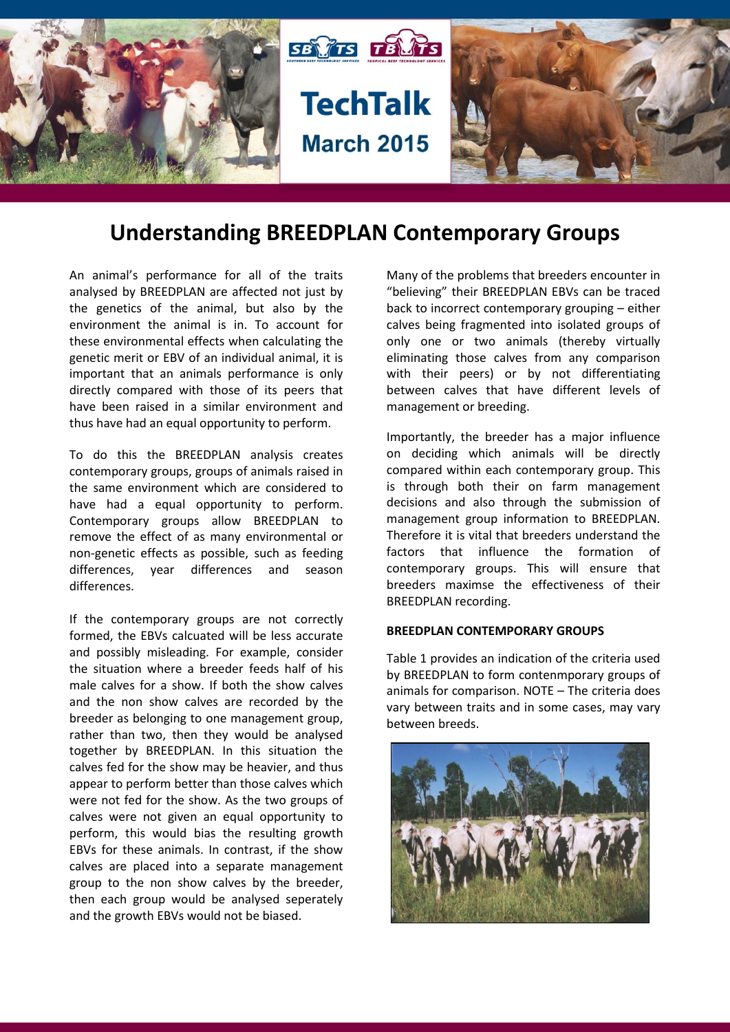# TechTalk
**March 2015**

## Understanding BREEDPLAN Contemporary Groups

An animal's performance for all of the traits analysed by BREEDPLAN are affected not just by the genetics of the animal, but also by the environment the animal is in. To account for these environmental effects when calculating the genetic merit or EBV of an individual animal, it is important that an animals performance is only directly compared with those of its peers that have been raised in a similar environment and thus have had an equal opportunity to perform.

To do this the BREEDPLAN analysis creates contemporary groups, groups of animals raised in the same environment which are considered to have had a equal opportunity to perform. Contemporary groups allow BREEDPLAN to remove the effect of as many environmental or non-genetic effects as possible, such as feeding differences, year differences and season differences.

If the contemporary groups are not correctly formed, the EBVs calcuated will be less accurate and possibly misleading. For example, consider the situation where a breeder feeds half of his male calves for a show. If both the show calves and the non show calves are recorded by the breeder as belonging to one management group, rather than two, then they would be analysed together by BREEDPLAN. In this situation the calves fed for the show may be heavier, and thus appear to perform better than those calves which were not fed for the show. As the two groups of calves were not given an equal opportunity to perform, this would bias the resulting growth EBVs for these animals. In contrast, if the show calves are placed into a separate management group to the non show calves by the breeder, then each group would be analysed seperately and the growth EBVs would not be biased.

Many of the problems that breeders encounter in "believing" their BREEDPLAN EBVs can be traced back to incorrect contemporary grouping – either calves being fragmented into isolated groups of only one or two animals (thereby virtually eliminating those calves from any comparison with their peers) or by not differentiating between calves that have different levels of management or breeding.

Importantly, the breeder has a major influence on deciding which animals will be directly compared within each contemporary group. This is through both their on farm management decisions and also through the submission of management group information to BREEDPLAN. Therefore it is vital that breeders understand the factors that influence the formation of contemporary groups. This will ensure that breeders maximse the effectiveness of their BREEDPLAN recording.

**BREEDPLAN CONTEMPORARY GROUPS**

Table 1 provides an indication of the criteria used by BREEDPLAN to form contenmporary groups of animals for comparison. NOTE – The criteria does vary between traits and in some cases, may vary between breeds.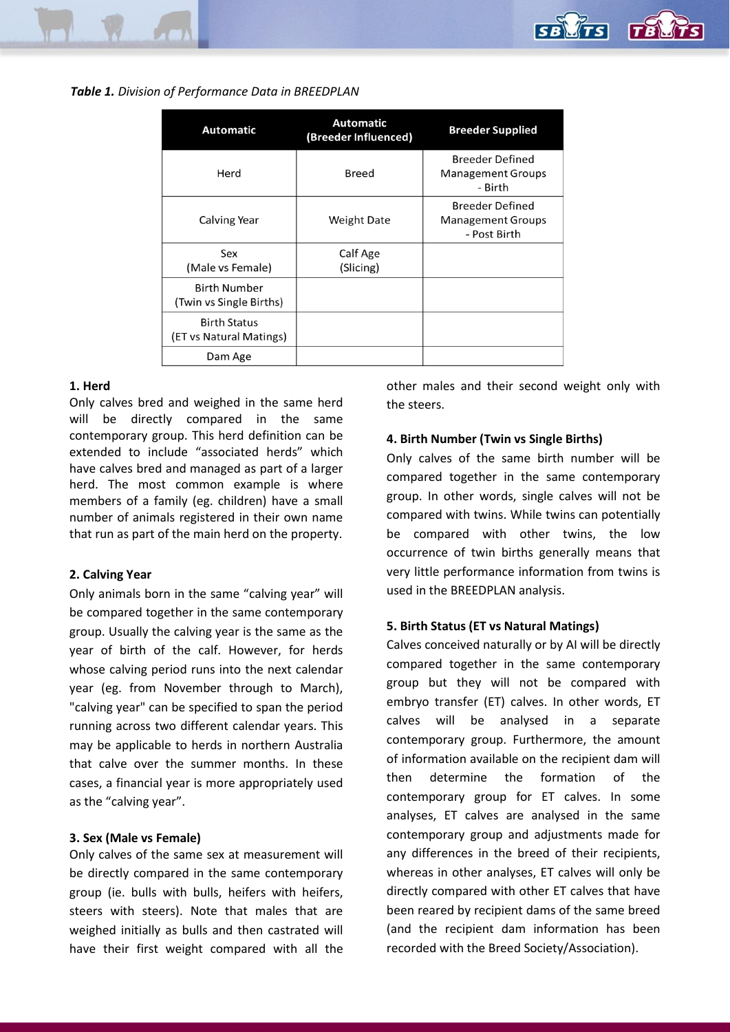***Table 1.*** *Division of Performance Data in BREEDPLAN*

| Automatic | Automatic (Breeder Influenced) | Breeder Supplied |
|---|---|---|
| Herd | Breed | Breeder Defined Management Groups - Birth |
| Calving Year | Weight Date | Breeder Defined Management Groups - Post Birth |
| Sex (Male vs Female) | Calf Age (Slicing) | |
| Birth Number (Twin vs Single Births) | | |
| Birth Status (ET vs Natural Matings) | | |
| Dam Age | | |

**1. Herd**

Only calves bred and weighed in the same herd will be directly compared in the same contemporary group. This herd definition can be extended to include "associated herds" which have calves bred and managed as part of a larger herd. The most common example is where members of a family (eg. children) have a small number of animals registered in their own name that run as part of the main herd on the property.

**2. Calving Year**

Only animals born in the same "calving year" will be compared together in the same contemporary group. Usually the calving year is the same as the year of birth of the calf. However, for herds whose calving period runs into the next calendar year (eg. from November through to March), "calving year" can be specified to span the period running across two different calendar years. This may be applicable to herds in northern Australia that calve over the summer months. In these cases, a financial year is more appropriately used as the "calving year".

**3. Sex (Male vs Female)**

Only calves of the same sex at measurement will be directly compared in the same contemporary group (ie. bulls with bulls, heifers with heifers, steers with steers). Note that males that are weighed initially as bulls and then castrated will have their first weight compared with all the other males and their second weight only with the steers.

**4. Birth Number (Twin vs Single Births)**

Only calves of the same birth number will be compared together in the same contemporary group. In other words, single calves will not be compared with twins. While twins can potentially be compared with other twins, the low occurrence of twin births generally means that very little performance information from twins is used in the BREEDPLAN analysis.

**5. Birth Status (ET vs Natural Matings)**

Calves conceived naturally or by AI will be directly compared together in the same contemporary group but they will not be compared with embryo transfer (ET) calves. In other words, ET calves will be analysed in a separate contemporary group. Furthermore, the amount of information available on the recipient dam will then determine the formation of the contemporary group for ET calves. In some analyses, ET calves are analysed in the same contemporary group and adjustments made for any differences in the breed of their recipients, whereas in other analyses, ET calves will only be directly compared with other ET calves that have been reared by recipient dams of the same breed (and the recipient dam information has been recorded with the Breed Society/Association).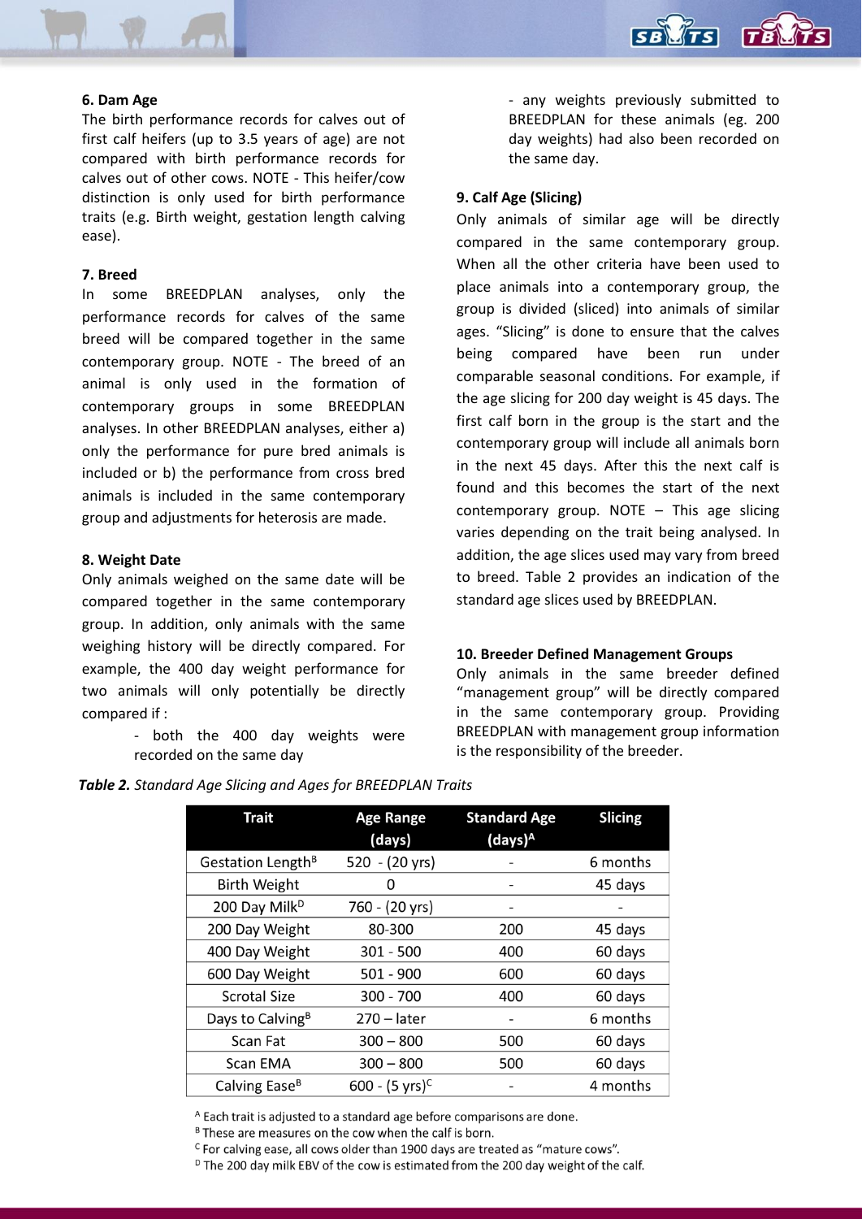#### 6. Dam Age

The birth performance records for calves out of first calf heifers (up to 3.5 years of age) are not compared with birth performance records for calves out of other cows. NOTE - This heifer/cow distinction is only used for birth performance traits (e.g. Birth weight, gestation length calving ease).

#### 7. Breed

In some BREEDPLAN analyses, only the performance records for calves of the same breed will be compared together in the same contemporary group. NOTE - The breed of an animal is only used in the formation of contemporary groups in some BREEDPLAN analyses. In other BREEDPLAN analyses, either a) only the performance for pure bred animals is included or b) the performance from cross bred animals is included in the same contemporary group and adjustments for heterosis are made.

#### 8. Weight Date

Only animals weighed on the same date will be compared together in the same contemporary group. In addition, only animals with the same weighing history will be directly compared. For example, the 400 day weight performance for two animals will only potentially be directly compared if :

- both the 400 day weights were recorded on the same day
- any weights previously submitted to BREEDPLAN for these animals (eg. 200 day weights) had also been recorded on the same day.

#### 9. Calf Age (Slicing)

Only animals of similar age will be directly compared in the same contemporary group. When all the other criteria have been used to place animals into a contemporary group, the group is divided (sliced) into animals of similar ages. "Slicing" is done to ensure that the calves being compared have been run under comparable seasonal conditions. For example, if the age slicing for 200 day weight is 45 days. The first calf born in the group is the start and the contemporary group will include all animals born in the next 45 days. After this the next calf is found and this becomes the start of the next contemporary group. NOTE – This age slicing varies depending on the trait being analysed. In addition, the age slices used may vary from breed to breed. Table 2 provides an indication of the standard age slices used by BREEDPLAN.

#### 10. Breeder Defined Management Groups

Only animals in the same breeder defined "management group" will be directly compared in the same contemporary group. Providing BREEDPLAN with management group information is the responsibility of the breeder.

***Table 2.*** *Standard Age Slicing and Ages for BREEDPLAN Traits*

| Trait | Age Range (days) | Standard Age (days)[A] | Slicing |
|---|---|---|---|
| Gestation Length[B] | 520 - (20 yrs) | - | 6 months |
| Birth Weight | 0 | - | 45 days |
| 200 Day Milk[D] | 760 - (20 yrs) | - | - |
| 200 Day Weight | 80-300 | 200 | 45 days |
| 400 Day Weight | 301 - 500 | 400 | 60 days |
| 600 Day Weight | 501 - 900 | 600 | 60 days |
| Scrotal Size | 300 - 700 | 400 | 60 days |
| Days to Calving[B] | 270 – later | - | 6 months |
| Scan Fat | 300 – 800 | 500 | 60 days |
| Scan EMA | 300 – 800 | 500 | 60 days |
| Calving Ease[B] | 600 - (5 yrs)[C] | - | 4 months |

[A] Each trait is adjusted to a standard age before comparisons are done.
[B] These are measures on the cow when the calf is born.
[C] For calving ease, all cows older than 1900 days are treated as "mature cows".
[D] The 200 day milk EBV of the cow is estimated from the 200 day weight of the calf.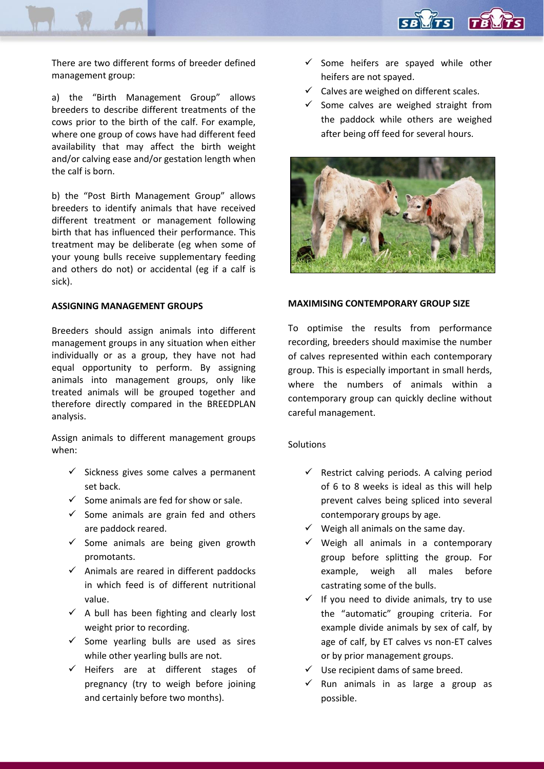There are two different forms of breeder defined management group:

a) the "Birth Management Group" allows breeders to describe different treatments of the cows prior to the birth of the calf. For example, where one group of cows have had different feed availability that may affect the birth weight and/or calving ease and/or gestation length when the calf is born.

b) the "Post Birth Management Group" allows breeders to identify animals that have received different treatment or management following birth that has influenced their performance. This treatment may be deliberate (eg when some of your young bulls receive supplementary feeding and others do not) or accidental (eg if a calf is sick).

**ASSIGNING MANAGEMENT GROUPS**

Breeders should assign animals into different management groups in any situation when either individually or as a group, they have not had equal opportunity to perform. By assigning animals into management groups, only like treated animals will be grouped together and therefore directly compared in the BREEDPLAN analysis.

Assign animals to different management groups when:

- ✓ Sickness gives some calves a permanent set back.
- ✓ Some animals are fed for show or sale.
- ✓ Some animals are grain fed and others are paddock reared.
- ✓ Some animals are being given growth promotants.
- ✓ Animals are reared in different paddocks in which feed is of different nutritional value.
- ✓ A bull has been fighting and clearly lost weight prior to recording.
- ✓ Some yearling bulls are used as sires while other yearling bulls are not.
- ✓ Heifers are at different stages of pregnancy (try to weigh before joining and certainly before two months).
- ✓ Some heifers are spayed while other heifers are not spayed.
- ✓ Calves are weighed on different scales.
- ✓ Some calves are weighed straight from the paddock while others are weighed after being off feed for several hours.

**MAXIMISING CONTEMPORARY GROUP SIZE**

To optimise the results from performance recording, breeders should maximise the number of calves represented within each contemporary group. This is especially important in small herds, where the numbers of animals within a contemporary group can quickly decline without careful management.

Solutions

- ✓ Restrict calving periods. A calving period of 6 to 8 weeks is ideal as this will help prevent calves being spliced into several contemporary groups by age.
- ✓ Weigh all animals on the same day.
- ✓ Weigh all animals in a contemporary group before splitting the group. For example, weigh all males before castrating some of the bulls.
- ✓ If you need to divide animals, try to use the "automatic" grouping criteria. For example divide animals by sex of calf, by age of calf, by ET calves vs non-ET calves or by prior management groups.
- ✓ Use recipient dams of same breed.
- ✓ Run animals in as large a group as possible.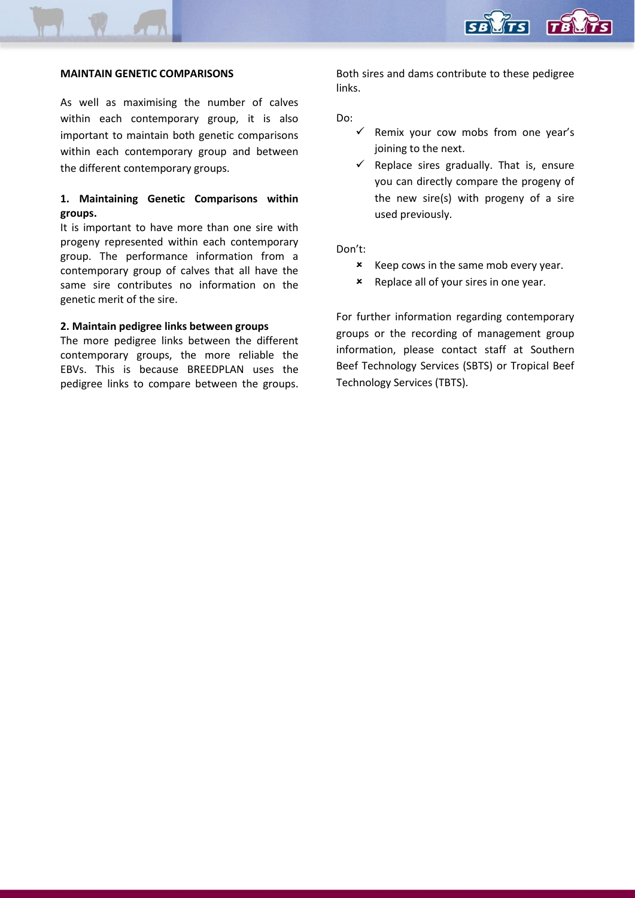## MAINTAIN GENETIC COMPARISONS

As well as maximising the number of calves within each contemporary group, it is also important to maintain both genetic comparisons within each contemporary group and between the different contemporary groups.

### 1. Maintaining Genetic Comparisons within groups.

It is important to have more than one sire with progeny represented within each contemporary group. The performance information from a contemporary group of calves that all have the same sire contributes no information on the genetic merit of the sire.

### 2. Maintain pedigree links between groups

The more pedigree links between the different contemporary groups, the more reliable the EBVs. This is because BREEDPLAN uses the pedigree links to compare between the groups. Both sires and dams contribute to these pedigree links.

Do:

- ✓ Remix your cow mobs from one year's joining to the next.
- ✓ Replace sires gradually. That is, ensure you can directly compare the progeny of the new sire(s) with progeny of a sire used previously.

Don't:

- ✗ Keep cows in the same mob every year.
- ✗ Replace all of your sires in one year.

For further information regarding contemporary groups or the recording of management group information, please contact staff at Southern Beef Technology Services (SBTS) or Tropical Beef Technology Services (TBTS).